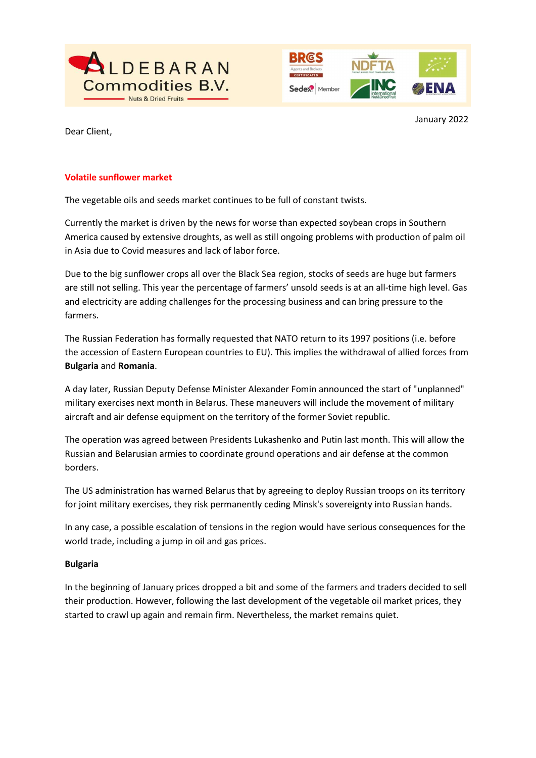January 2022

Dear Client,

**Volatile sunflower market**

The vegetable oils and seeds market continues to be full of constant twists.

Currently the market is driven by the news for worse than expected soybean crops in Southern America caused by extensive droughts, as well as still ongoing problems with production of palm oil in Asia due to Covid measures and lack of labor force.

Due to the big sunflower crops all over the Black Sea region, stocks of seeds are huge but farmers are still not selling. This year the percentage of farmers' unsold seeds is at an all-time high level. Gas and electricity are adding challenges for the processing business and can bring pressure to the farmers.

The Russian Federation has formally requested that NATO return to its 1997 positions (i.e. before the accession of Eastern European countries to EU). This implies the withdrawal of allied forces from **Bulgaria** and **Romania**.

A day later, Russian Deputy Defense Minister Alexander Fomin announced the start of "unplanned" military exercises next month in Belarus. These maneuvers will include the movement of military aircraft and air defense equipment on the territory of the former Soviet republic.

The operation was agreed between Presidents Lukashenko and Putin last month. This will allow the Russian and Belarusian armies to coordinate ground operations and air defense at the common borders.

The US administration has warned Belarus that by agreeing to deploy Russian troops on its territory for joint military exercises, they risk permanently ceding Minsk's sovereignty into Russian hands.

In any case, a possible escalation of tensions in the region would have serious consequences for the world trade, including a jump in oil and gas prices.

**Bulgaria**

In the beginning of January prices dropped a bit and some of the farmers and traders decided to sell their production. However, following the last development of the vegetable oil market prices, they started to crawl up again and remain firm. Nevertheless, the market remains quiet.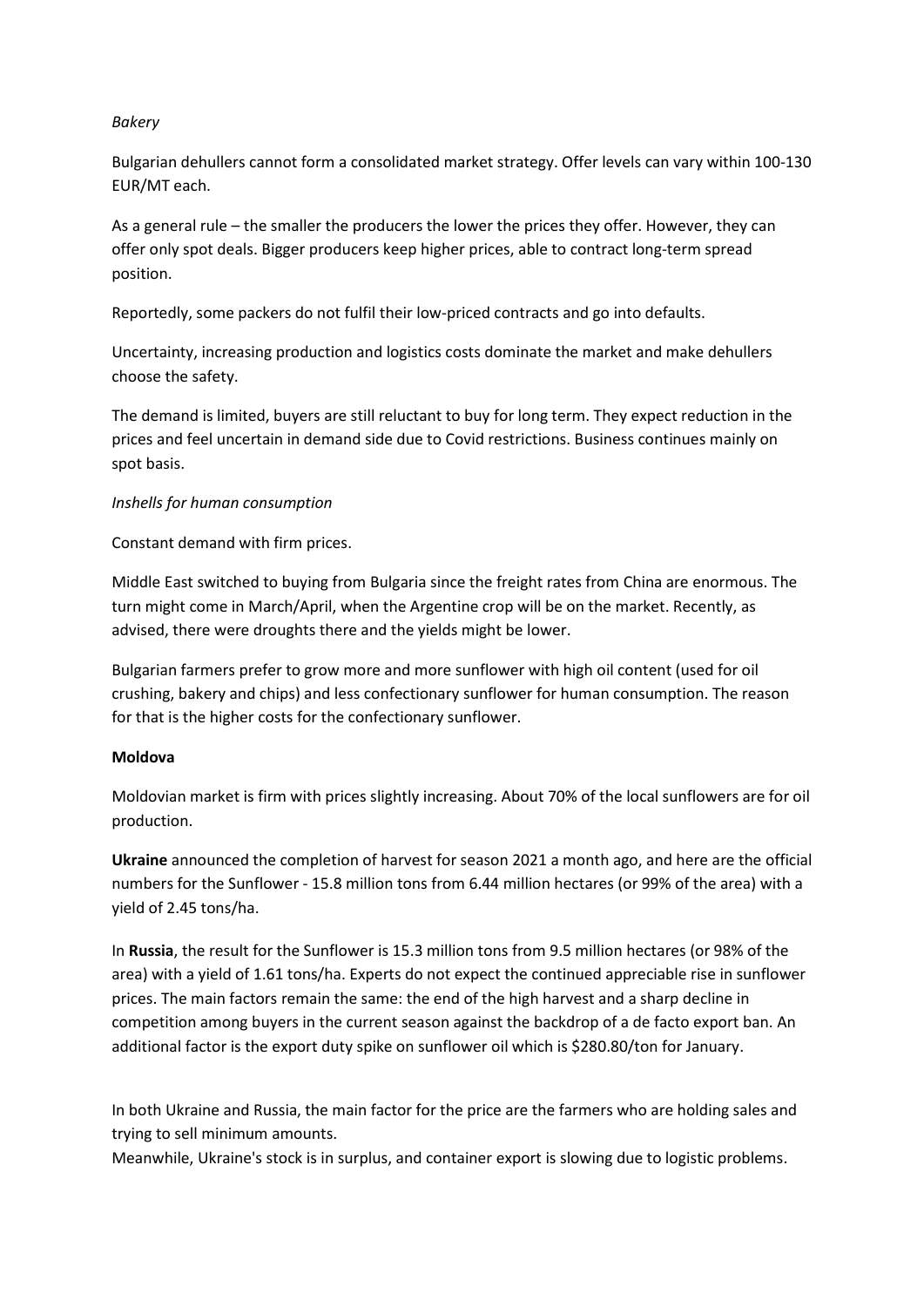*Bakery*

Bulgarian dehullers cannot form a consolidated market strategy. Offer levels can vary within 100-130 EUR/MT each.

As a general rule – the smaller the producers the lower the prices they offer. However, they can offer only spot deals. Bigger producers keep higher prices, able to contract long-term spread position.

Reportedly, some packers do not fulfil their low-priced contracts and go into defaults.

Uncertainty, increasing production and logistics costs dominate the market and make dehullers choose the safety.

The demand is limited, buyers are still reluctant to buy for long term. They expect reduction in the prices and feel uncertain in demand side due to Covid restrictions. Business continues mainly on spot basis.

*Inshells for human consumption*

Constant demand with firm prices.

Middle East switched to buying from Bulgaria since the freight rates from China are enormous. The turn might come in March/April, when the Argentine crop will be on the market. Recently, as advised, there were droughts there and the yields might be lower.

Bulgarian farmers prefer to grow more and more sunflower with high oil content (used for oil crushing, bakery and chips) and less confectionary sunflower for human consumption. The reason for that is the higher costs for the confectionary sunflower.

**Moldova**

Moldovian market is firm with prices slightly increasing. About 70% of the local sunflowers are for oil production.

**Ukraine** announced the completion of harvest for season 2021 a month ago, and here are the official numbers for the Sunflower - 15.8 million tons from 6.44 million hectares (or 99% of the area) with a yield of 2.45 tons/ha.

In **Russia**, the result for the Sunflower is 15.3 million tons from 9.5 million hectares (or 98% of the area) with a yield of 1.61 tons/ha. Experts do not expect the continued appreciable rise in sunflower prices. The main factors remain the same: the end of the high harvest and a sharp decline in competition among buyers in the current season against the backdrop of a de facto export ban. An additional factor is the export duty spike on sunflower oil which is $280.80/ton for January.

In both Ukraine and Russia, the main factor for the price are the farmers who are holding sales and trying to sell minimum amounts.

Meanwhile, Ukraine's stock is in surplus, and container export is slowing due to logistic problems.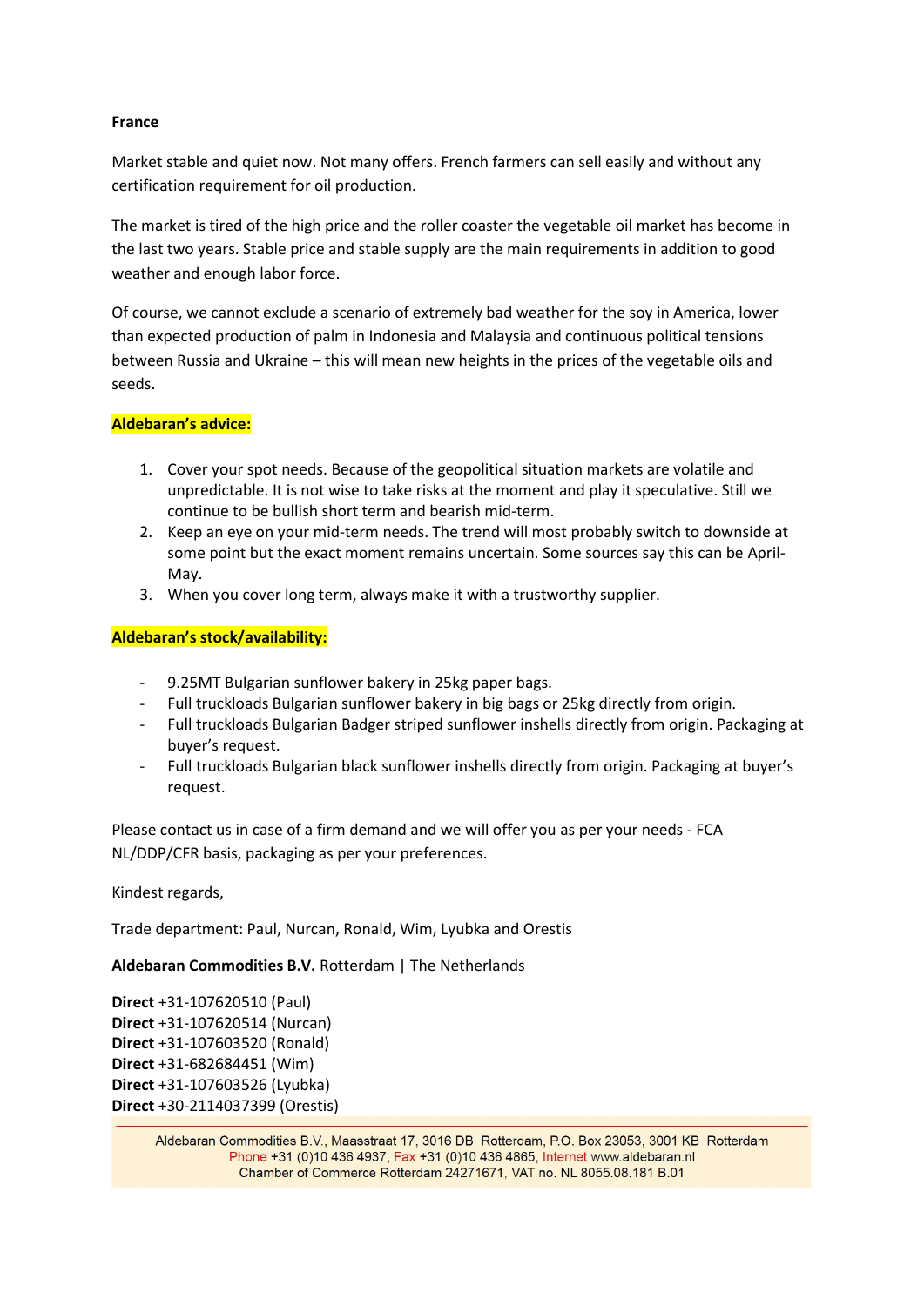**France**

Market stable and quiet now. Not many offers. French farmers can sell easily and without any certification requirement for oil production.

The market is tired of the high price and the roller coaster the vegetable oil market has become in the last two years. Stable price and stable supply are the main requirements in addition to good weather and enough labor force.

Of course, we cannot exclude a scenario of extremely bad weather for the soy in America, lower than expected production of palm in Indonesia and Malaysia and continuous political tensions between Russia and Ukraine – this will mean new heights in the prices of the vegetable oils and seeds.

**Aldebaran's advice:**

1. Cover your spot needs. Because of the geopolitical situation markets are volatile and unpredictable. It is not wise to take risks at the moment and play it speculative. Still we continue to be bullish short term and bearish mid-term.
2. Keep an eye on your mid-term needs. The trend will most probably switch to downside at some point but the exact moment remains uncertain. Some sources say this can be April-May.
3. When you cover long term, always make it with a trustworthy supplier.

**Aldebaran's stock/availability:**

- 9.25MT Bulgarian sunflower bakery in 25kg paper bags.
- Full truckloads Bulgarian sunflower bakery in big bags or 25kg directly from origin.
- Full truckloads Bulgarian Badger striped sunflower inshells directly from origin. Packaging at buyer's request.
- Full truckloads Bulgarian black sunflower inshells directly from origin. Packaging at buyer's request.

Please contact us in case of a firm demand and we will offer you as per your needs - FCA NL/DDP/CFR basis, packaging as per your preferences.

Kindest regards,

Trade department: Paul, Nurcan, Ronald, Wim, Lyubka and Orestis

**Aldebaran Commodities B.V.** Rotterdam | The Netherlands

**Direct** +31-107620510 (Paul)
**Direct** +31-107620514 (Nurcan)
**Direct** +31-107603520 (Ronald)
**Direct** +31-682684451 (Wim)
**Direct** +31-107603526 (Lyubka)
**Direct** +30-2114037399 (Orestis)

Aldebaran Commodities B.V., Maasstraat 17, 3016 DB Rotterdam, P.O. Box 23053, 3001 KB Rotterdam
Phone +31 (0)10 436 4937, Fax +31 (0)10 436 4865, Internet www.aldebaran.nl
Chamber of Commerce Rotterdam 24271671, VAT no. NL 8055.08.181 B.01